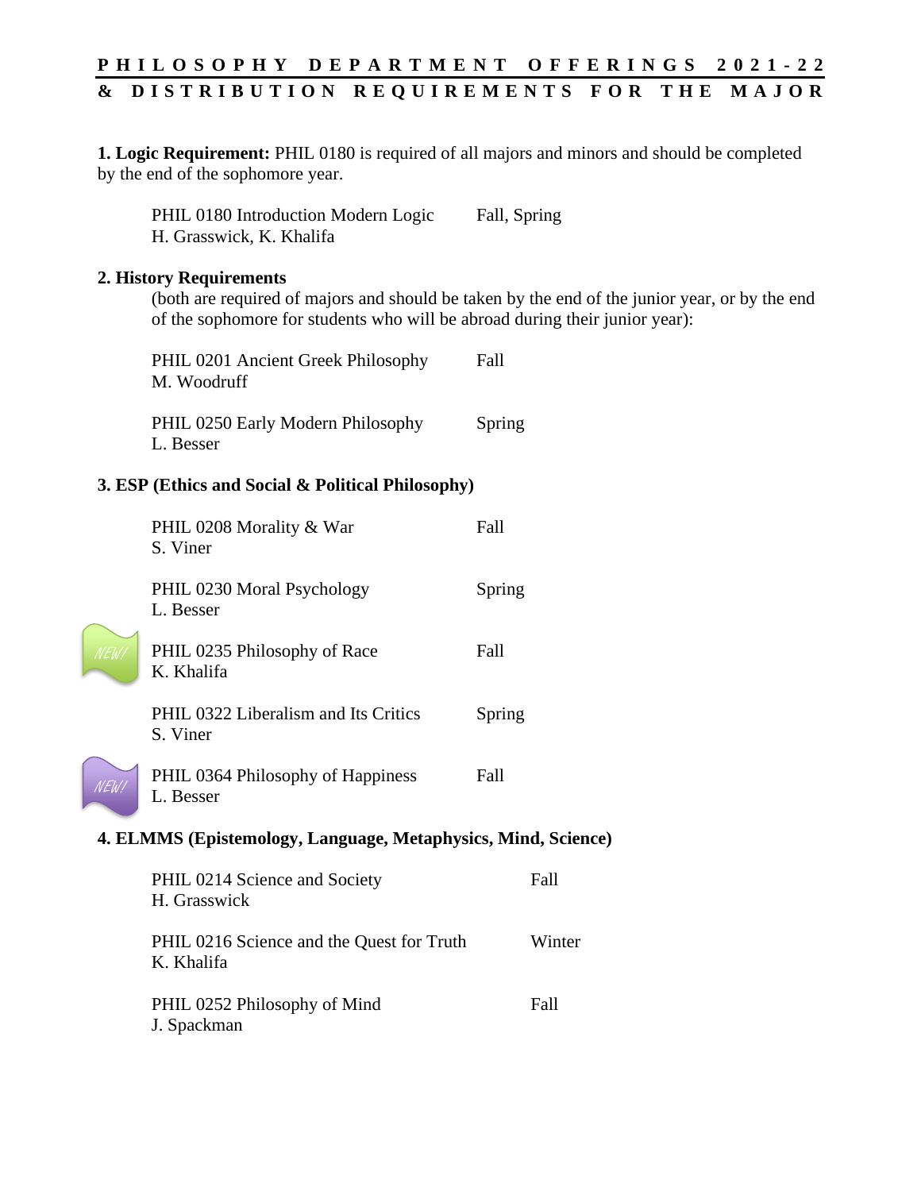# PHILOSOPHY DEPARTMENT OFFERINGS 2021-22
## & DISTRIBUTION REQUIREMENTS FOR THE MAJOR

**1. Logic Requirement:** PHIL 0180 is required of all majors and minors and should be completed by the end of the sophomore year.

PHIL 0180 Introduction Modern Logic — Fall, Spring
H. Grasswick, K. Khalifa

**2. History Requirements**

(both are required of majors and should be taken by the end of the junior year, or by the end of the sophomore for students who will be abroad during their junior year):

PHIL 0201 Ancient Greek Philosophy — Fall
M. Woodruff

PHIL 0250 Early Modern Philosophy — Spring
L. Besser

**3. ESP (Ethics and Social & Political Philosophy)**

PHIL 0208 Morality & War — Fall
S. Viner

PHIL 0230 Moral Psychology — Spring
L. Besser

NEW! PHIL 0235 Philosophy of Race — Fall
K. Khalifa

PHIL 0322 Liberalism and Its Critics — Spring
S. Viner

NEW! PHIL 0364 Philosophy of Happiness — Fall
L. Besser

**4. ELMMS (Epistemology, Language, Metaphysics, Mind, Science)**

PHIL 0214 Science and Society — Fall
H. Grasswick

PHIL 0216 Science and the Quest for Truth — Winter
K. Khalifa

PHIL 0252 Philosophy of Mind — Fall
J. Spackman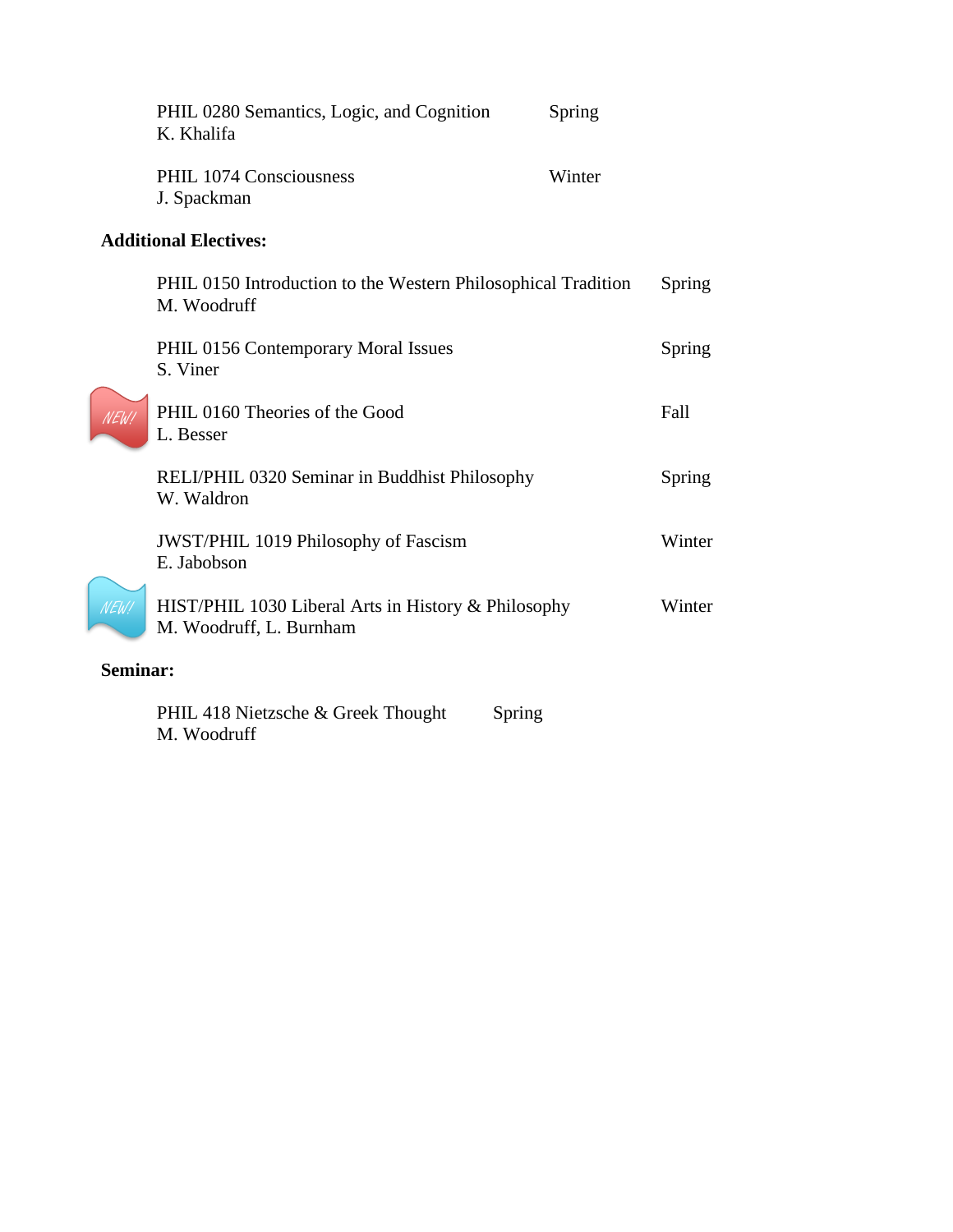PHIL 0280 Semantics, Logic, and Cognition — Spring
K. Khalifa

PHIL 1074 Consciousness — Winter
J. Spackman

**Additional Electives:**

PHIL 0150 Introduction to the Western Philosophical Tradition — Spring
M. Woodruff

PHIL 0156 Contemporary Moral Issues — Spring
S. Viner

NEW! PHIL 0160 Theories of the Good — Fall
L. Besser

RELI/PHIL 0320 Seminar in Buddhist Philosophy — Spring
W. Waldron

JWST/PHIL 1019 Philosophy of Fascism — Winter
E. Jabobson

NEW! HIST/PHIL 1030 Liberal Arts in History & Philosophy — Winter
M. Woodruff, L. Burnham

**Seminar:**

PHIL 418 Nietzsche & Greek Thought — Spring
M. Woodruff